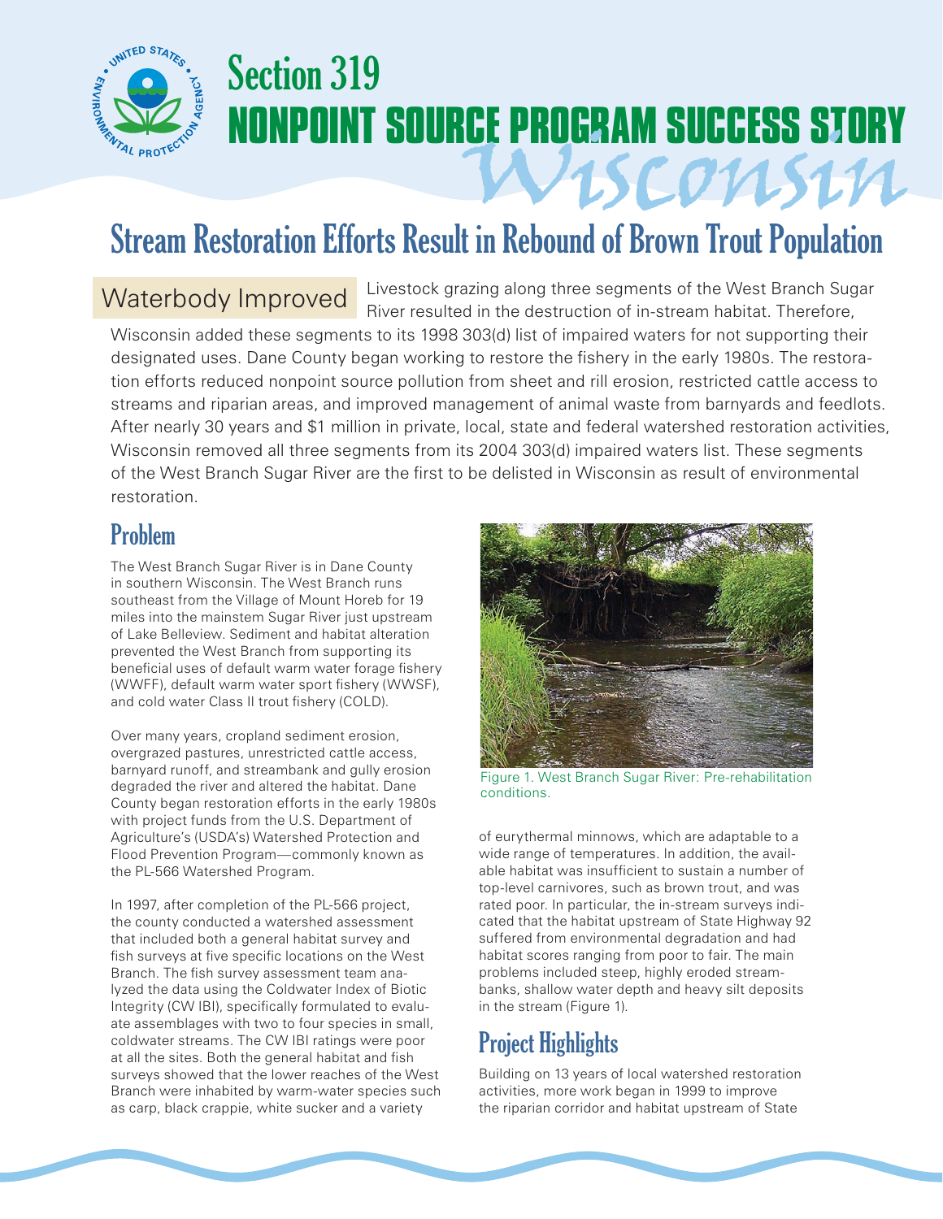# Section 319 NONPOINT SOURCE PROGRAM SUCCESS STORY

## Wisconsin

# Stream Restoration Efforts Result in Rebound of Brown Trout Population

**Waterbody Improved** Livestock grazing along three segments of the West Branch Sugar River resulted in the destruction of in-stream habitat. Therefore, Wisconsin added these segments to its 1998 303(d) list of impaired waters for not supporting their designated uses. Dane County began working to restore the fishery in the early 1980s. The restoration efforts reduced nonpoint source pollution from sheet and rill erosion, restricted cattle access to streams and riparian areas, and improved management of animal waste from barnyards and feedlots. After nearly 30 years and $1 million in private, local, state and federal watershed restoration activities, Wisconsin removed all three segments from its 2004 303(d) impaired waters list. These segments of the West Branch Sugar River are the first to be delisted in Wisconsin as result of environmental restoration.

## Problem

The West Branch Sugar River is in Dane County in southern Wisconsin. The West Branch runs southeast from the Village of Mount Horeb for 19 miles into the mainstem Sugar River just upstream of Lake Belleview. Sediment and habitat alteration prevented the West Branch from supporting its beneficial uses of default warm water forage fishery (WWFF), default warm water sport fishery (WWSF), and cold water Class II trout fishery (COLD).

Over many years, cropland sediment erosion, overgrazed pastures, unrestricted cattle access, barnyard runoff, and streambank and gully erosion degraded the river and altered the habitat. Dane County began restoration efforts in the early 1980s with project funds from the U.S. Department of Agriculture's (USDA's) Watershed Protection and Flood Prevention Program—commonly known as the PL-566 Watershed Program.

In 1997, after completion of the PL-566 project, the county conducted a watershed assessment that included both a general habitat survey and fish surveys at five specific locations on the West Branch. The fish survey assessment team analyzed the data using the Coldwater Index of Biotic Integrity (CW IBI), specifically formulated to evaluate assemblages with two to four species in small, coldwater streams. The CW IBI ratings were poor at all the sites. Both the general habitat and fish surveys showed that the lower reaches of the West Branch were inhabited by warm-water species such as carp, black crappie, white sucker and a variety of eurythermal minnows, which are adaptable to a wide range of temperatures. In addition, the available habitat was insufficient to sustain a number of top-level carnivores, such as brown trout, and was rated poor. In particular, the in-stream surveys indicated that the habitat upstream of State Highway 92 suffered from environmental degradation and had habitat scores ranging from poor to fair. The main problems included steep, highly eroded streambanks, shallow water depth and heavy silt deposits in the stream (Figure 1).

Figure 1. West Branch Sugar River: Pre-rehabilitation conditions.

## Project Highlights

Building on 13 years of local watershed restoration activities, more work began in 1999 to improve the riparian corridor and habitat upstream of State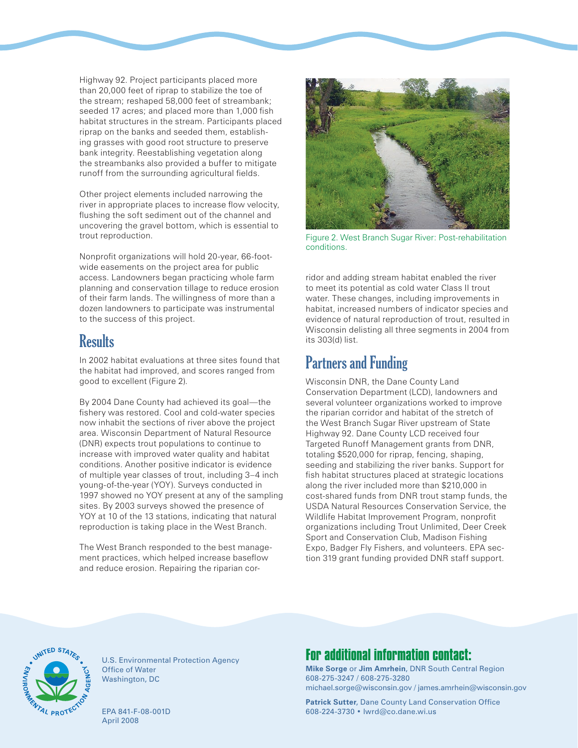Highway 92. Project participants placed more than 20,000 feet of riprap to stabilize the toe of the stream; reshaped 58,000 feet of streambank; seeded 17 acres; and placed more than 1,000 fish habitat structures in the stream. Participants placed riprap on the banks and seeded them, establishing grasses with good root structure to preserve bank integrity. Reestablishing vegetation along the streambanks also provided a buffer to mitigate runoff from the surrounding agricultural fields.

Other project elements included narrowing the river in appropriate places to increase flow velocity, flushing the soft sediment out of the channel and uncovering the gravel bottom, which is essential to trout reproduction.

Nonprofit organizations will hold 20-year, 66-foot-wide easements on the project area for public access. Landowners began practicing whole farm planning and conservation tillage to reduce erosion of their farm lands. The willingness of more than a dozen landowners to participate was instrumental to the success of this project.

## Results

In 2002 habitat evaluations at three sites found that the habitat had improved, and scores ranged from good to excellent (Figure 2).

By 2004 Dane County had achieved its goal—the fishery was restored. Cool and cold-water species now inhabit the sections of river above the project area. Wisconsin Department of Natural Resource (DNR) expects trout populations to continue to increase with improved water quality and habitat conditions. Another positive indicator is evidence of multiple year classes of trout, including 3–4 inch young-of-the-year (YOY). Surveys conducted in 1997 showed no YOY present at any of the sampling sites. By 2003 surveys showed the presence of YOY at 10 of the 13 stations, indicating that natural reproduction is taking place in the West Branch.

The West Branch responded to the best management practices, which helped increase baseflow and reduce erosion. Repairing the riparian corridor and adding stream habitat enabled the river to meet its potential as cold water Class II trout water. These changes, including improvements in habitat, increased numbers of indicator species and evidence of natural reproduction of trout, resulted in Wisconsin delisting all three segments in 2004 from its 303(d) list.

Figure 2. West Branch Sugar River: Post-rehabilitation conditions.

## Partners and Funding

Wisconsin DNR, the Dane County Land Conservation Department (LCD), landowners and several volunteer organizations worked to improve the riparian corridor and habitat of the stretch of the West Branch Sugar River upstream of State Highway 92. Dane County LCD received four Targeted Runoff Management grants from DNR, totaling $520,000 for riprap, fencing, shaping, seeding and stabilizing the river banks. Support for fish habitat structures placed at strategic locations along the river included more than $210,000 in cost-shared funds from DNR trout stamp funds, the USDA Natural Resources Conservation Service, the Wildlife Habitat Improvement Program, nonprofit organizations including Trout Unlimited, Deer Creek Sport and Conservation Club, Madison Fishing Expo, Badger Fly Fishers, and volunteers. EPA section 319 grant funding provided DNR staff support.

U.S. Environmental Protection Agency
Office of Water
Washington, DC

EPA 841-F-08-001D
April 2008

## For additional information contact:

**Mike Sorge** or **Jim Amrhein**, DNR South Central Region
608-275-3247 / 608-275-3280
michael.sorge@wisconsin.gov / james.amrhein@wisconsin.gov

**Patrick Sutter**, Dane County Land Conservation Office
608-224-3730 • lwrd@co.dane.wi.us